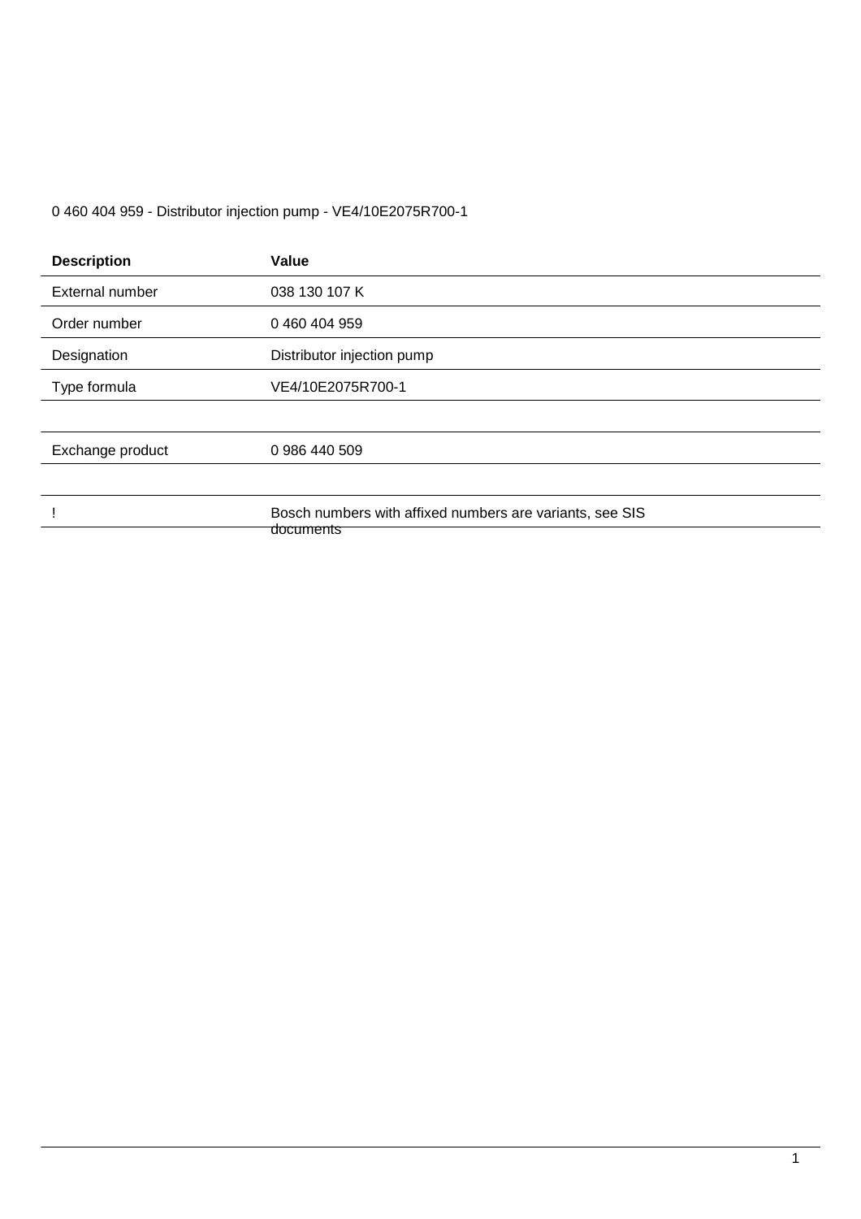0 460 404 959 - Distributor injection pump - VE4/10E2075R700-1

| Description | Value |
| --- | --- |
| External number | 038 130 107 K |
| Order number | 0 460 404 959 |
| Designation | Distributor injection pump |
| Type formula | VE4/10E2075R700-1 |
| | |
| Exchange product | 0 986 440 509 |
| | |
| ! | Bosch numbers with affixed numbers are variants, see SIS documents |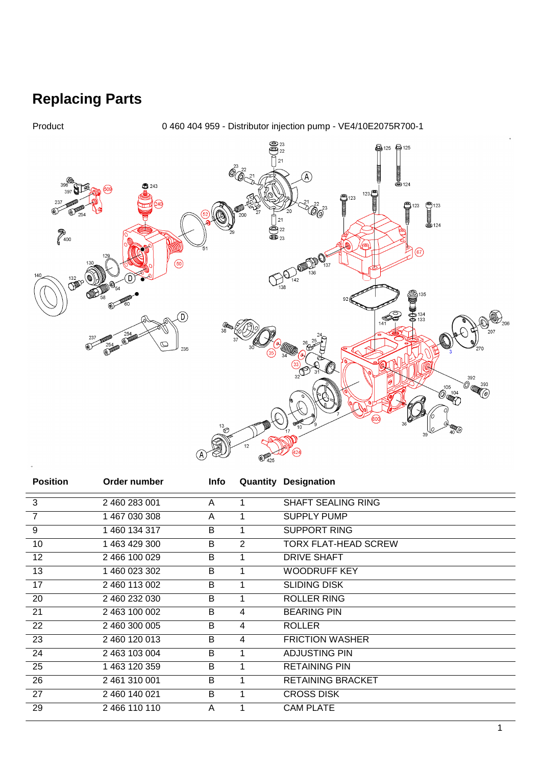# Replacing Parts

Product 0 460 404 959 - Distributor injection pump - VE4/10E2075R700-1

| Position | Order number | Info | Quantity | Designation |
|---|---|---|---|---|
| 3 | 2 460 283 001 | A | 1 | SHAFT SEALING RING |
| 7 | 1 467 030 308 | A | 1 | SUPPLY PUMP |
| 9 | 1 460 134 317 | B | 1 | SUPPORT RING |
| 10 | 1 463 429 300 | B | 2 | TORX FLAT-HEAD SCREW |
| 12 | 2 466 100 029 | B | 1 | DRIVE SHAFT |
| 13 | 1 460 023 302 | B | 1 | WOODRUFF KEY |
| 17 | 2 460 113 002 | B | 1 | SLIDING DISK |
| 20 | 2 460 232 030 | B | 1 | ROLLER RING |
| 21 | 2 463 100 002 | B | 4 | BEARING PIN |
| 22 | 2 460 300 005 | B | 4 | ROLLER |
| 23 | 2 460 120 013 | B | 4 | FRICTION WASHER |
| 24 | 2 463 103 004 | B | 1 | ADJUSTING PIN |
| 25 | 1 463 120 359 | B | 1 | RETAINING PIN |
| 26 | 2 461 310 001 | B | 1 | RETAINING BRACKET |
| 27 | 2 460 140 021 | B | 1 | CROSS DISK |
| 29 | 2 466 110 110 | A | 1 | CAM PLATE |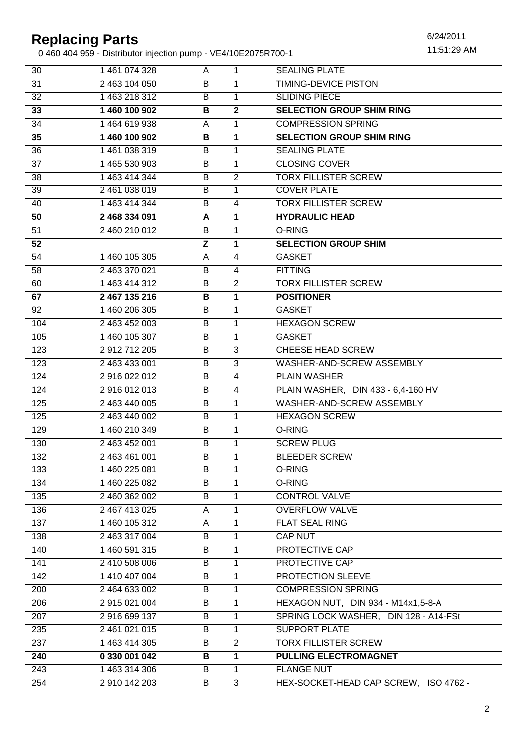# Replacing Parts

0 460 404 959 - Distributor injection pump - VE4/10E2075R700-1

6/24/2011
11:51:29 AM

| | | | | |
|---|---|---|---|---|
| 30 | 1 461 074 328 | A | 1 | SEALING PLATE |
| 31 | 2 463 104 050 | B | 1 | TIMING-DEVICE PISTON |
| 32 | 1 463 218 312 | B | 1 | SLIDING PIECE |
| **33** | **1 460 100 902** | **B** | **2** | **SELECTION GROUP SHIM RING** |
| 34 | 1 464 619 938 | A | 1 | COMPRESSION SPRING |
| **35** | **1 460 100 902** | **B** | **1** | **SELECTION GROUP SHIM RING** |
| 36 | 1 461 038 319 | B | 1 | SEALING PLATE |
| 37 | 1 465 530 903 | B | 1 | CLOSING COVER |
| 38 | 1 463 414 344 | B | 2 | TORX FILLISTER SCREW |
| 39 | 2 461 038 019 | B | 1 | COVER PLATE |
| 40 | 1 463 414 344 | B | 4 | TORX FILLISTER SCREW |
| **50** | **2 468 334 091** | **A** | **1** | **HYDRAULIC HEAD** |
| 51 | 2 460 210 012 | B | 1 | O-RING |
| **52** | | **Z** | **1** | **SELECTION GROUP SHIM** |
| 54 | 1 460 105 305 | A | 4 | GASKET |
| 58 | 2 463 370 021 | B | 4 | FITTING |
| 60 | 1 463 414 312 | B | 2 | TORX FILLISTER SCREW |
| **67** | **2 467 135 216** | **B** | **1** | **POSITIONER** |
| 92 | 1 460 206 305 | B | 1 | GASKET |
| 104 | 2 463 452 003 | B | 1 | HEXAGON SCREW |
| 105 | 1 460 105 307 | B | 1 | GASKET |
| 123 | 2 912 712 205 | B | 3 | CHEESE HEAD SCREW |
| 123 | 2 463 433 001 | B | 3 | WASHER-AND-SCREW ASSEMBLY |
| 124 | 2 916 022 012 | B | 4 | PLAIN WASHER |
| 124 | 2 916 012 013 | B | 4 | PLAIN WASHER, DIN 433 - 6,4-160 HV |
| 125 | 2 463 440 005 | B | 1 | WASHER-AND-SCREW ASSEMBLY |
| 125 | 2 463 440 002 | B | 1 | HEXAGON SCREW |
| 129 | 1 460 210 349 | B | 1 | O-RING |
| 130 | 2 463 452 001 | B | 1 | SCREW PLUG |
| 132 | 2 463 461 001 | B | 1 | BLEEDER SCREW |
| 133 | 1 460 225 081 | B | 1 | O-RING |
| 134 | 1 460 225 082 | B | 1 | O-RING |
| 135 | 2 460 362 002 | B | 1 | CONTROL VALVE |
| 136 | 2 467 413 025 | A | 1 | OVERFLOW VALVE |
| 137 | 1 460 105 312 | A | 1 | FLAT SEAL RING |
| 138 | 2 463 317 004 | B | 1 | CAP NUT |
| 140 | 1 460 591 315 | B | 1 | PROTECTIVE CAP |
| 141 | 2 410 508 006 | B | 1 | PROTECTIVE CAP |
| 142 | 1 410 407 004 | B | 1 | PROTECTION SLEEVE |
| 200 | 2 464 633 002 | B | 1 | COMPRESSION SPRING |
| 206 | 2 915 021 004 | B | 1 | HEXAGON NUT, DIN 934 - M14x1,5-8-A |
| 207 | 2 916 699 137 | B | 1 | SPRING LOCK WASHER, DIN 128 - A14-FSt |
| 235 | 2 461 021 015 | B | 1 | SUPPORT PLATE |
| 237 | 1 463 414 305 | B | 2 | TORX FILLISTER SCREW |
| **240** | **0 330 001 042** | **B** | **1** | **PULLING ELECTROMAGNET** |
| 243 | 1 463 314 306 | B | 1 | FLANGE NUT |
| 254 | 2 910 142 203 | B | 3 | HEX-SOCKET-HEAD CAP SCREW, ISO 4762 - |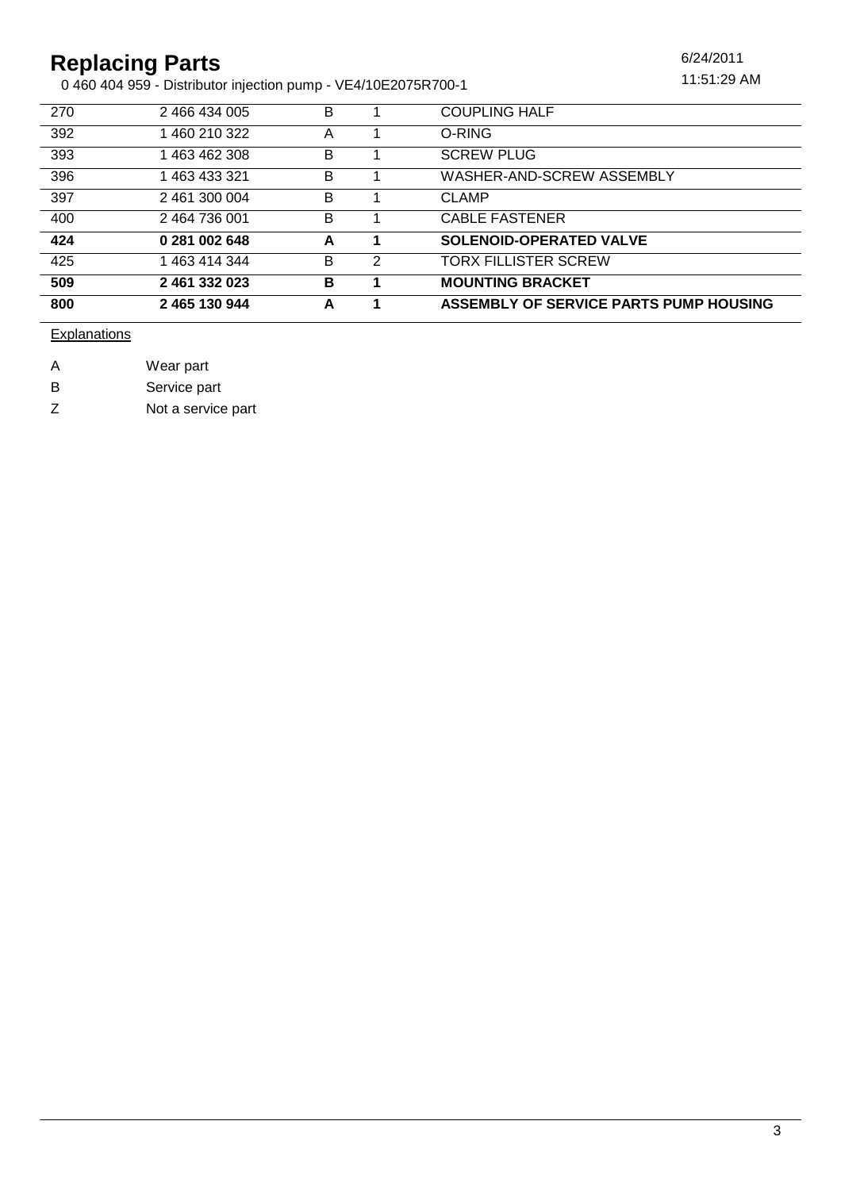# Replacing Parts

0 460 404 959 - Distributor injection pump - VE4/10E2075R700-1

6/24/2011
11:51:29 AM

| | | | | |
|---|---|---|---|---|
| 270 | 2 466 434 005 | B | 1 | COUPLING HALF |
| 392 | 1 460 210 322 | A | 1 | O-RING |
| 393 | 1 463 462 308 | B | 1 | SCREW PLUG |
| 396 | 1 463 433 321 | B | 1 | WASHER-AND-SCREW ASSEMBLY |
| 397 | 2 461 300 004 | B | 1 | CLAMP |
| 400 | 2 464 736 001 | B | 1 | CABLE FASTENER |
| **424** | **0 281 002 648** | **A** | **1** | **SOLENOID-OPERATED VALVE** |
| 425 | 1 463 414 344 | B | 2 | TORX FILLISTER SCREW |
| **509** | **2 461 332 023** | **B** | **1** | **MOUNTING BRACKET** |
| **800** | **2 465 130 944** | **A** | **1** | **ASSEMBLY OF SERVICE PARTS PUMP HOUSING** |

Explanations

A Wear part

B Service part

Z Not a service part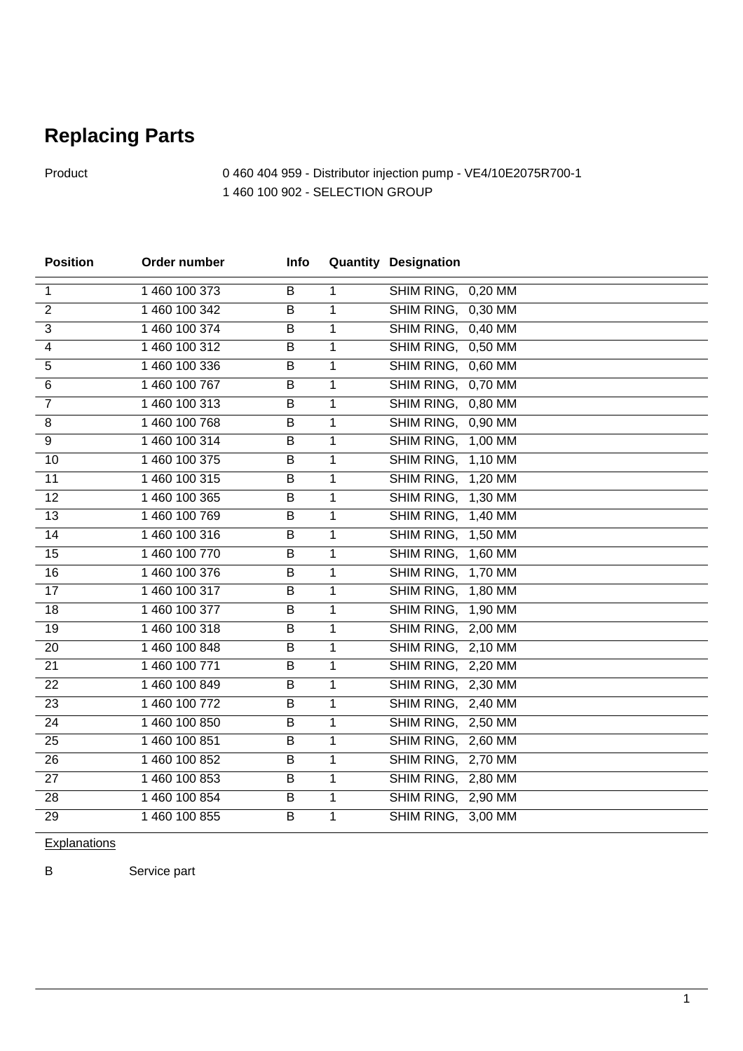# Replacing Parts

Product 0 460 404 959 - Distributor injection pump - VE4/10E2075R700-1
1 460 100 902 - SELECTION GROUP

| Position | Order number | Info | Quantity | Designation |
|---|---|---|---|---|
| 1 | 1 460 100 373 | B | 1 | SHIM RING, 0,20 MM |
| 2 | 1 460 100 342 | B | 1 | SHIM RING, 0,30 MM |
| 3 | 1 460 100 374 | B | 1 | SHIM RING, 0,40 MM |
| 4 | 1 460 100 312 | B | 1 | SHIM RING, 0,50 MM |
| 5 | 1 460 100 336 | B | 1 | SHIM RING, 0,60 MM |
| 6 | 1 460 100 767 | B | 1 | SHIM RING, 0,70 MM |
| 7 | 1 460 100 313 | B | 1 | SHIM RING, 0,80 MM |
| 8 | 1 460 100 768 | B | 1 | SHIM RING, 0,90 MM |
| 9 | 1 460 100 314 | B | 1 | SHIM RING, 1,00 MM |
| 10 | 1 460 100 375 | B | 1 | SHIM RING, 1,10 MM |
| 11 | 1 460 100 315 | B | 1 | SHIM RING, 1,20 MM |
| 12 | 1 460 100 365 | B | 1 | SHIM RING, 1,30 MM |
| 13 | 1 460 100 769 | B | 1 | SHIM RING, 1,40 MM |
| 14 | 1 460 100 316 | B | 1 | SHIM RING, 1,50 MM |
| 15 | 1 460 100 770 | B | 1 | SHIM RING, 1,60 MM |
| 16 | 1 460 100 376 | B | 1 | SHIM RING, 1,70 MM |
| 17 | 1 460 100 317 | B | 1 | SHIM RING, 1,80 MM |
| 18 | 1 460 100 377 | B | 1 | SHIM RING, 1,90 MM |
| 19 | 1 460 100 318 | B | 1 | SHIM RING, 2,00 MM |
| 20 | 1 460 100 848 | B | 1 | SHIM RING, 2,10 MM |
| 21 | 1 460 100 771 | B | 1 | SHIM RING, 2,20 MM |
| 22 | 1 460 100 849 | B | 1 | SHIM RING, 2,30 MM |
| 23 | 1 460 100 772 | B | 1 | SHIM RING, 2,40 MM |
| 24 | 1 460 100 850 | B | 1 | SHIM RING, 2,50 MM |
| 25 | 1 460 100 851 | B | 1 | SHIM RING, 2,60 MM |
| 26 | 1 460 100 852 | B | 1 | SHIM RING, 2,70 MM |
| 27 | 1 460 100 853 | B | 1 | SHIM RING, 2,80 MM |
| 28 | 1 460 100 854 | B | 1 | SHIM RING, 2,90 MM |
| 29 | 1 460 100 855 | B | 1 | SHIM RING, 3,00 MM |

Explanations

B Service part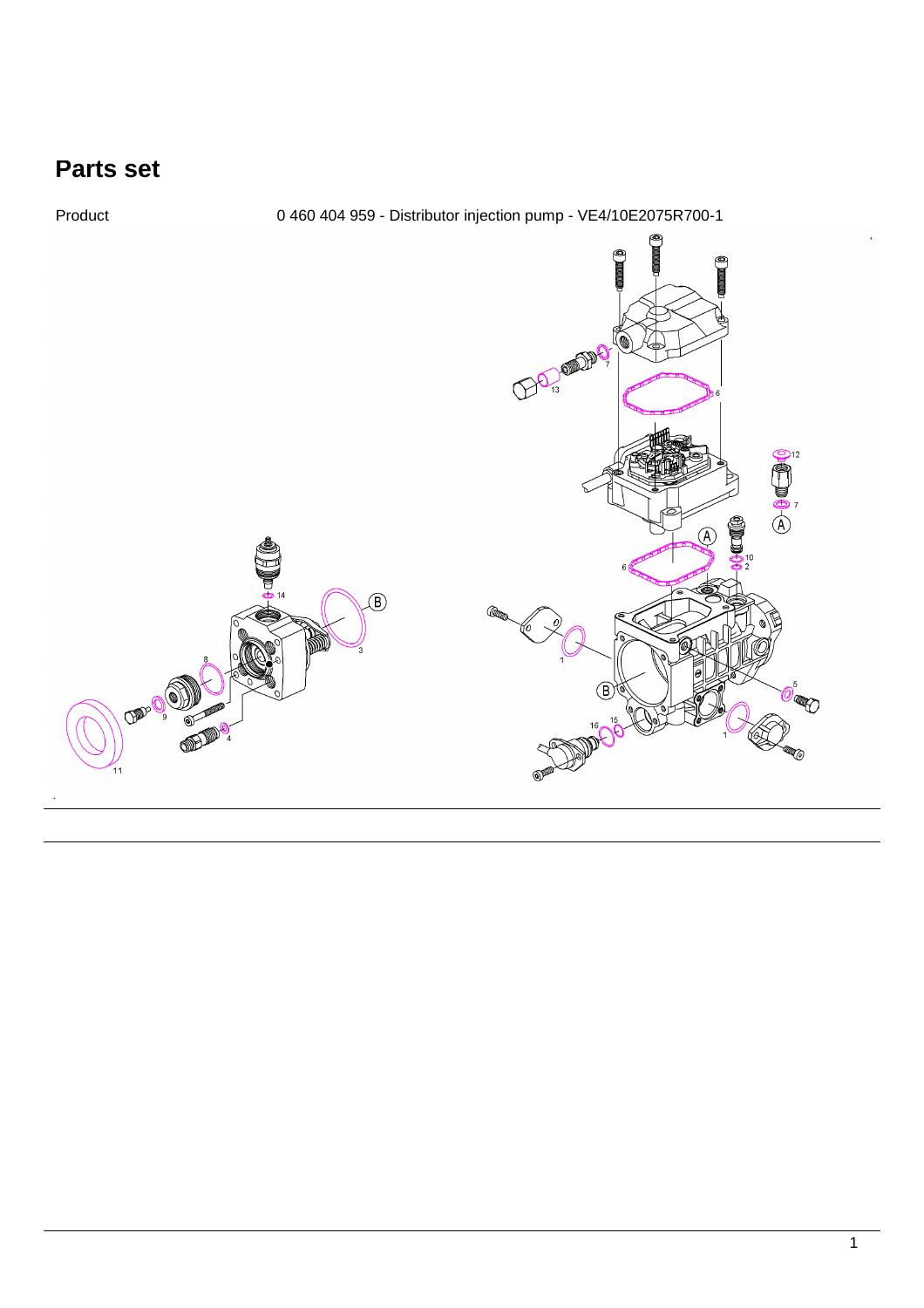# Parts set

Product 0 460 404 959 - Distributor injection pump - VE4/10E2075R700-1

13
7
6
12
7
A
A
6
10
2
14
B
3
1
8
B
5
9
4
16
15
1
11